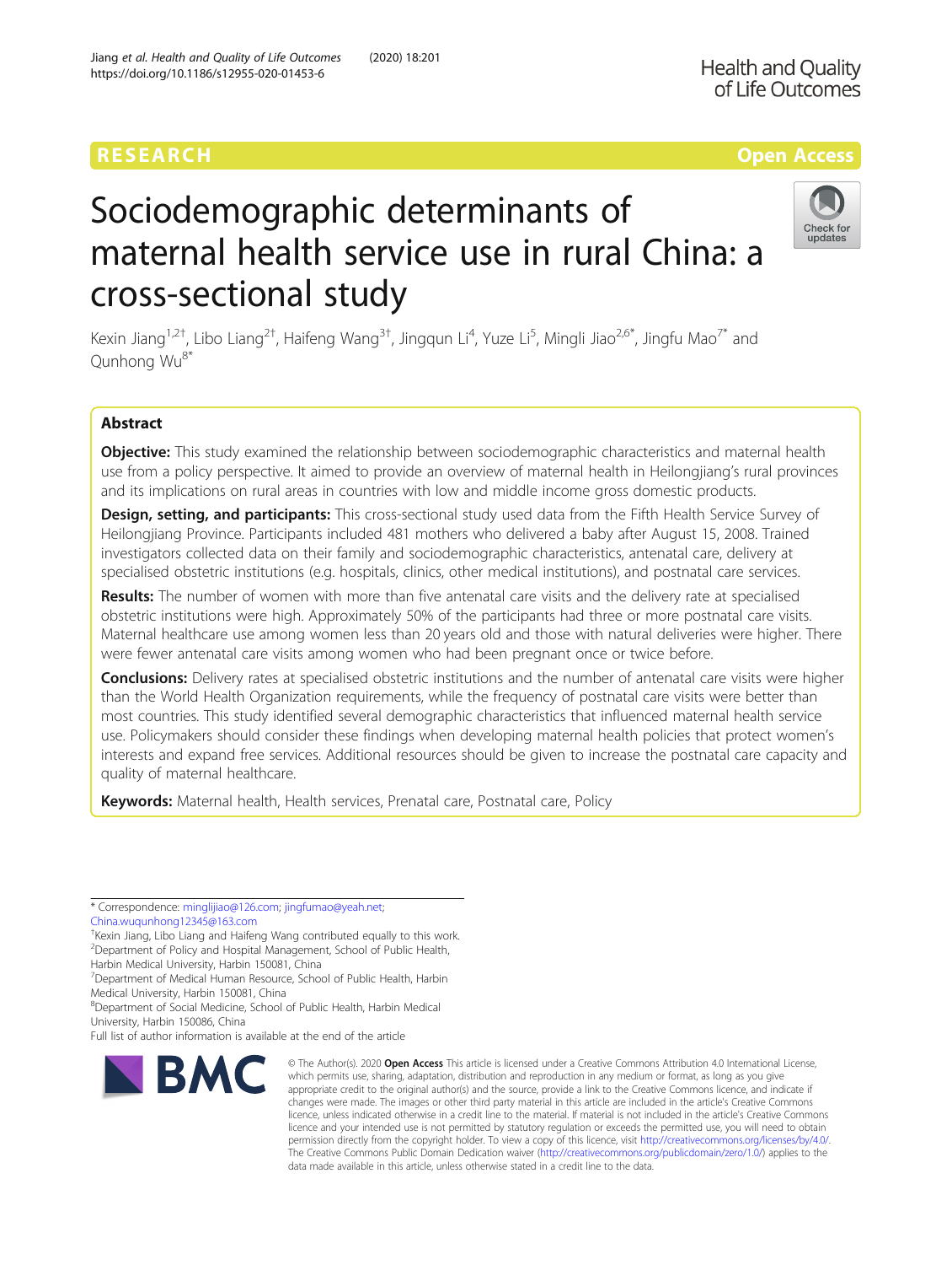RESEARCH

Open Access

# Sociodemographic determinants of maternal health service use in rural China: a cross-sectional study

Kexin Jiang[1,2†], Libo Liang[2†], Haifeng Wang[3†], Jingqun Li[4], Yuze Li[5], Mingli Jiao[2,6*], Jingfu Mao[7*] and Qunhong Wu[8*]

## Abstract

**Objective:** This study examined the relationship between sociodemographic characteristics and maternal health use from a policy perspective. It aimed to provide an overview of maternal health in Heilongjiang's rural provinces and its implications on rural areas in countries with low and middle income gross domestic products.

**Design, setting, and participants:** This cross-sectional study used data from the Fifth Health Service Survey of Heilongjiang Province. Participants included 481 mothers who delivered a baby after August 15, 2008. Trained investigators collected data on their family and sociodemographic characteristics, antenatal care, delivery at specialised obstetric institutions (e.g. hospitals, clinics, other medical institutions), and postnatal care services.

**Results:** The number of women with more than five antenatal care visits and the delivery rate at specialised obstetric institutions were high. Approximately 50% of the participants had three or more postnatal care visits. Maternal healthcare use among women less than 20 years old and those with natural deliveries were higher. There were fewer antenatal care visits among women who had been pregnant once or twice before.

**Conclusions:** Delivery rates at specialised obstetric institutions and the number of antenatal care visits were higher than the World Health Organization requirements, while the frequency of postnatal care visits were better than most countries. This study identified several demographic characteristics that influenced maternal health service use. Policymakers should consider these findings when developing maternal health policies that protect women's interests and expand free services. Additional resources should be given to increase the postnatal care capacity and quality of maternal healthcare.

**Keywords:** Maternal health, Health services, Prenatal care, Postnatal care, Policy

---

\* Correspondence: minglijiao@126.com; jingfumao@yeah.net; China.wuqunhong12345@163.com

†Kexin Jiang, Libo Liang and Haifeng Wang contributed equally to this work.

[2]Department of Policy and Hospital Management, School of Public Health, Harbin Medical University, Harbin 150081, China

[7]Department of Medical Human Resource, School of Public Health, Harbin Medical University, Harbin 150081, China

[8]Department of Social Medicine, School of Public Health, Harbin Medical University, Harbin 150086, China

Full list of author information is available at the end of the article

© The Author(s). 2020 **Open Access** This article is licensed under a Creative Commons Attribution 4.0 International License, which permits use, sharing, adaptation, distribution and reproduction in any medium or format, as long as you give appropriate credit to the original author(s) and the source, provide a link to the Creative Commons licence, and indicate if changes were made. The images or other third party material in this article are included in the article's Creative Commons licence, unless indicated otherwise in a credit line to the material. If material is not included in the article's Creative Commons licence and your intended use is not permitted by statutory regulation or exceeds the permitted use, you will need to obtain permission directly from the copyright holder. To view a copy of this licence, visit http://creativecommons.org/licenses/by/4.0/. The Creative Commons Public Domain Dedication waiver (http://creativecommons.org/publicdomain/zero/1.0/) applies to the data made available in this article, unless otherwise stated in a credit line to the data.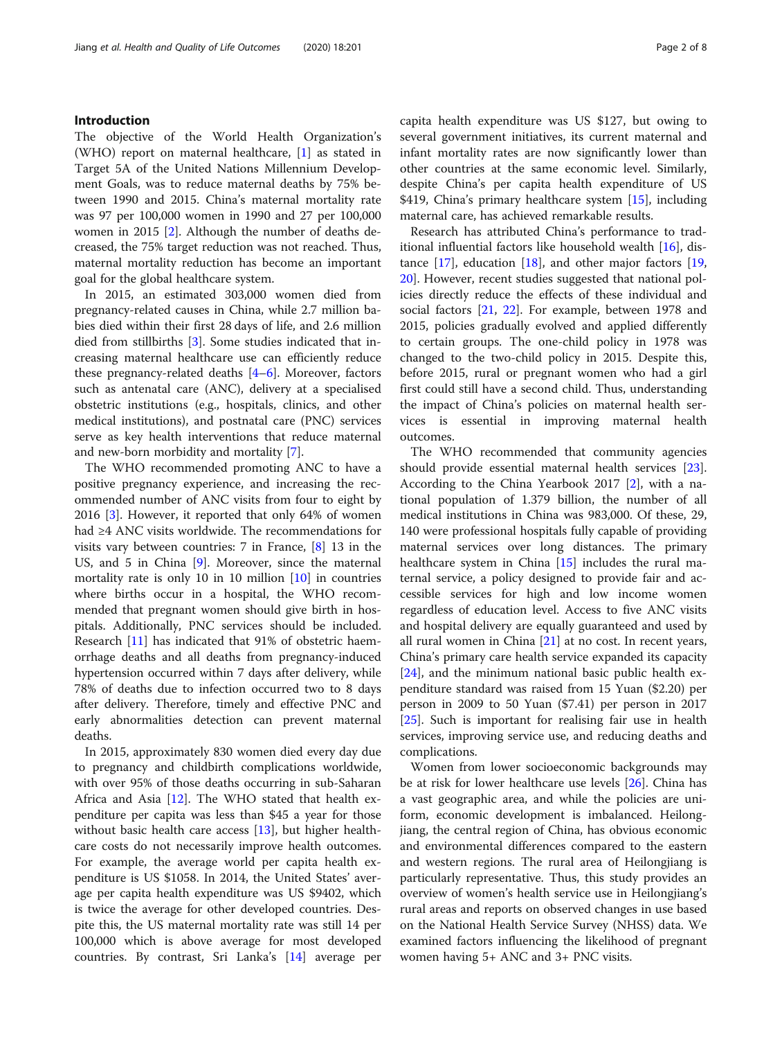## Introduction

The objective of the World Health Organization's (WHO) report on maternal healthcare, [1] as stated in Target 5A of the United Nations Millennium Development Goals, was to reduce maternal deaths by 75% between 1990 and 2015. China's maternal mortality rate was 97 per 100,000 women in 1990 and 27 per 100,000 women in 2015 [2]. Although the number of deaths decreased, the 75% target reduction was not reached. Thus, maternal mortality reduction has become an important goal for the global healthcare system.

In 2015, an estimated 303,000 women died from pregnancy-related causes in China, while 2.7 million babies died within their first 28 days of life, and 2.6 million died from stillbirths [3]. Some studies indicated that increasing maternal healthcare use can efficiently reduce these pregnancy-related deaths [4–6]. Moreover, factors such as antenatal care (ANC), delivery at a specialised obstetric institutions (e.g., hospitals, clinics, and other medical institutions), and postnatal care (PNC) services serve as key health interventions that reduce maternal and new-born morbidity and mortality [7].

The WHO recommended promoting ANC to have a positive pregnancy experience, and increasing the recommended number of ANC visits from four to eight by 2016 [3]. However, it reported that only 64% of women had ≥4 ANC visits worldwide. The recommendations for visits vary between countries: 7 in France, [8] 13 in the US, and 5 in China [9]. Moreover, since the maternal mortality rate is only 10 in 10 million [10] in countries where births occur in a hospital, the WHO recommended that pregnant women should give birth in hospitals. Additionally, PNC services should be included. Research [11] has indicated that 91% of obstetric haemorrhage deaths and all deaths from pregnancy-induced hypertension occurred within 7 days after delivery, while 78% of deaths due to infection occurred two to 8 days after delivery. Therefore, timely and effective PNC and early abnormalities detection can prevent maternal deaths.

In 2015, approximately 830 women died every day due to pregnancy and childbirth complications worldwide, with over 95% of those deaths occurring in sub-Saharan Africa and Asia [12]. The WHO stated that health expenditure per capita was less than $45 a year for those without basic health care access [13], but higher healthcare costs do not necessarily improve health outcomes. For example, the average world per capita health expenditure is US $1058. In 2014, the United States' average per capita health expenditure was US $9402, which is twice the average for other developed countries. Despite this, the US maternal mortality rate was still 14 per 100,000 which is above average for most developed countries. By contrast, Sri Lanka's [14] average per capita health expenditure was US $127, but owing to several government initiatives, its current maternal and infant mortality rates are now significantly lower than other countries at the same economic level. Similarly, despite China's per capita health expenditure of US $419, China's primary healthcare system [15], including maternal care, has achieved remarkable results.

Research has attributed China's performance to traditional influential factors like household wealth [16], distance [17], education [18], and other major factors [19, 20]. However, recent studies suggested that national policies directly reduce the effects of these individual and social factors [21, 22]. For example, between 1978 and 2015, policies gradually evolved and applied differently to certain groups. The one-child policy in 1978 was changed to the two-child policy in 2015. Despite this, before 2015, rural or pregnant women who had a girl first could still have a second child. Thus, understanding the impact of China's policies on maternal health services is essential in improving maternal health outcomes.

The WHO recommended that community agencies should provide essential maternal health services [23]. According to the China Yearbook 2017 [2], with a national population of 1.379 billion, the number of all medical institutions in China was 983,000. Of these, 29,140 were professional hospitals fully capable of providing maternal services over long distances. The primary healthcare system in China [15] includes the rural maternal service, a policy designed to provide fair and accessible services for high and low income women regardless of education level. Access to five ANC visits and hospital delivery are equally guaranteed and used by all rural women in China [21] at no cost. In recent years, China's primary care health service expanded its capacity [24], and the minimum national basic public health expenditure standard was raised from 15 Yuan ($2.20) per person in 2009 to 50 Yuan ($7.41) per person in 2017 [25]. Such is important for realising fair use in health services, improving service use, and reducing deaths and complications.

Women from lower socioeconomic backgrounds may be at risk for lower healthcare use levels [26]. China has a vast geographic area, and while the policies are uniform, economic development is imbalanced. Heilongjiang, the central region of China, has obvious economic and environmental differences compared to the eastern and western regions. The rural area of Heilongjiang is particularly representative. Thus, this study provides an overview of women's health service use in Heilongjiang's rural areas and reports on observed changes in use based on the National Health Service Survey (NHSS) data. We examined factors influencing the likelihood of pregnant women having 5+ ANC and 3+ PNC visits.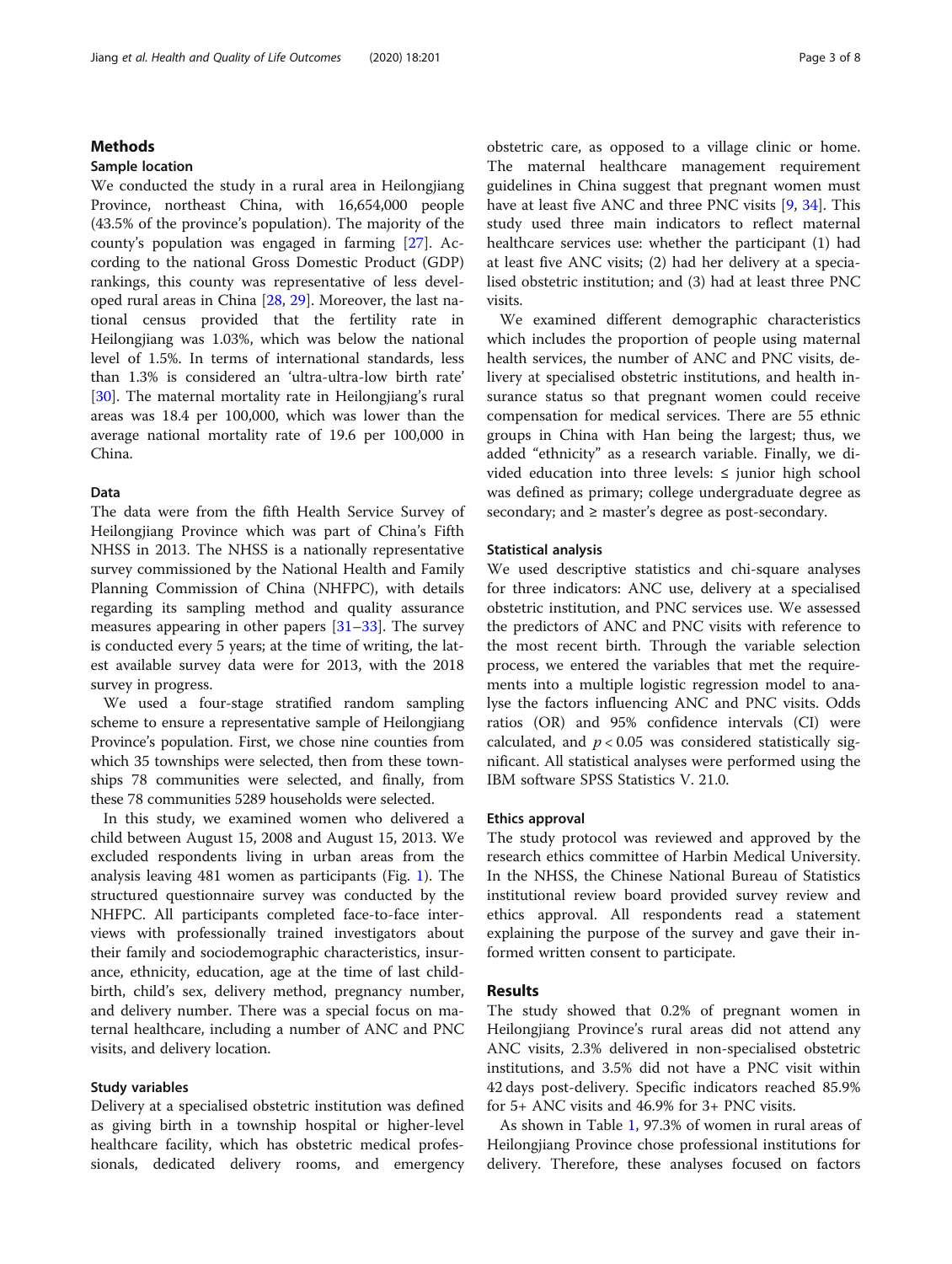## Methods

### Sample location

We conducted the study in a rural area in Heilongjiang Province, northeast China, with 16,654,000 people (43.5% of the province's population). The majority of the county's population was engaged in farming [27]. According to the national Gross Domestic Product (GDP) rankings, this county was representative of less developed rural areas in China [28, 29]. Moreover, the last national census provided that the fertility rate in Heilongjiang was 1.03%, which was below the national level of 1.5%. In terms of international standards, less than 1.3% is considered an 'ultra-ultra-low birth rate' [30]. The maternal mortality rate in Heilongjiang's rural areas was 18.4 per 100,000, which was lower than the average national mortality rate of 19.6 per 100,000 in China.

### Data

The data were from the fifth Health Service Survey of Heilongjiang Province which was part of China's Fifth NHSS in 2013. The NHSS is a nationally representative survey commissioned by the National Health and Family Planning Commission of China (NHFPC), with details regarding its sampling method and quality assurance measures appearing in other papers [31–33]. The survey is conducted every 5 years; at the time of writing, the latest available survey data were for 2013, with the 2018 survey in progress.

We used a four-stage stratified random sampling scheme to ensure a representative sample of Heilongjiang Province's population. First, we chose nine counties from which 35 townships were selected, then from these townships 78 communities were selected, and finally, from these 78 communities 5289 households were selected.

In this study, we examined women who delivered a child between August 15, 2008 and August 15, 2013. We excluded respondents living in urban areas from the analysis leaving 481 women as participants (Fig. 1). The structured questionnaire survey was conducted by the NHFPC. All participants completed face-to-face interviews with professionally trained investigators about their family and sociodemographic characteristics, insurance, ethnicity, education, age at the time of last childbirth, child's sex, delivery method, pregnancy number, and delivery number. There was a special focus on maternal healthcare, including a number of ANC and PNC visits, and delivery location.

### Study variables

Delivery at a specialised obstetric institution was defined as giving birth in a township hospital or higher-level healthcare facility, which has obstetric medical professionals, dedicated delivery rooms, and emergency obstetric care, as opposed to a village clinic or home. The maternal healthcare management requirement guidelines in China suggest that pregnant women must have at least five ANC and three PNC visits [9, 34]. This study used three main indicators to reflect maternal healthcare services use: whether the participant (1) had at least five ANC visits; (2) had her delivery at a specialised obstetric institution; and (3) had at least three PNC visits.

We examined different demographic characteristics which includes the proportion of people using maternal health services, the number of ANC and PNC visits, delivery at specialised obstetric institutions, and health insurance status so that pregnant women could receive compensation for medical services. There are 55 ethnic groups in China with Han being the largest; thus, we added "ethnicity" as a research variable. Finally, we divided education into three levels: ≤ junior high school was defined as primary; college undergraduate degree as secondary; and ≥ master's degree as post-secondary.

### Statistical analysis

We used descriptive statistics and chi-square analyses for three indicators: ANC use, delivery at a specialised obstetric institution, and PNC services use. We assessed the predictors of ANC and PNC visits with reference to the most recent birth. Through the variable selection process, we entered the variables that met the requirements into a multiple logistic regression model to analyse the factors influencing ANC and PNC visits. Odds ratios (OR) and 95% confidence intervals (CI) were calculated, and $p < 0.05$ was considered statistically significant. All statistical analyses were performed using the IBM software SPSS Statistics V. 21.0.

### Ethics approval

The study protocol was reviewed and approved by the research ethics committee of Harbin Medical University. In the NHSS, the Chinese National Bureau of Statistics institutional review board provided survey review and ethics approval. All respondents read a statement explaining the purpose of the survey and gave their informed written consent to participate.

## Results

The study showed that 0.2% of pregnant women in Heilongjiang Province's rural areas did not attend any ANC visits, 2.3% delivered in non-specialised obstetric institutions, and 3.5% did not have a PNC visit within 42 days post-delivery. Specific indicators reached 85.9% for 5+ ANC visits and 46.9% for 3+ PNC visits.

As shown in Table 1, 97.3% of women in rural areas of Heilongjiang Province chose professional institutions for delivery. Therefore, these analyses focused on factors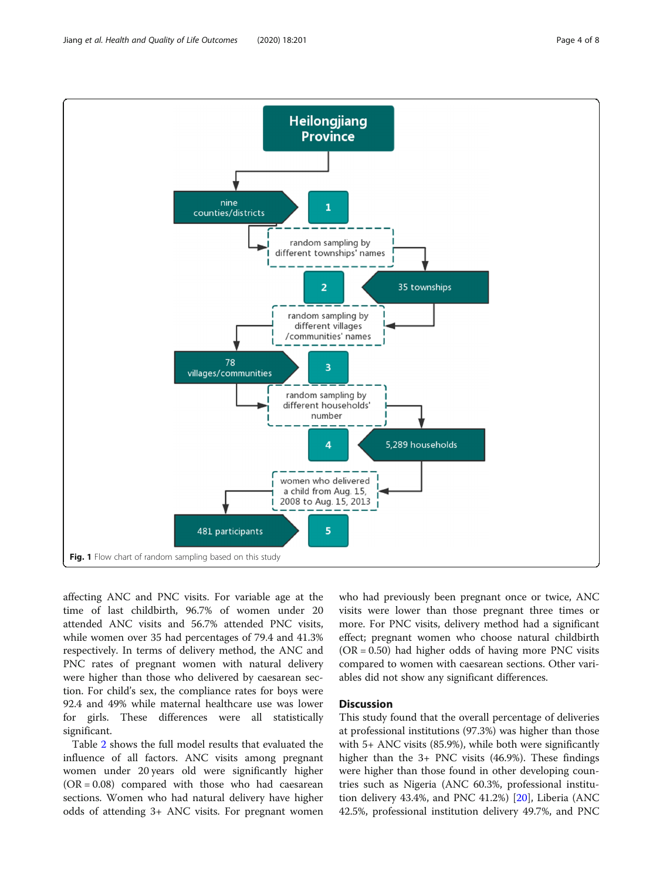Heilongjiang Province

nine counties/districts

1

random sampling by different townships' names

35 townships

2

random sampling by different villages /communities' names

78 villages/communities

3

random sampling by different households' number

5,289 households

4

women who delivered a child from Aug. 15, 2008 to Aug. 15, 2013

481 participants

5

**Fig. 1** Flow chart of random sampling based on this study

affecting ANC and PNC visits. For variable age at the time of last childbirth, 96.7% of women under 20 attended ANC visits and 56.7% attended PNC visits, while women over 35 had percentages of 79.4 and 41.3% respectively. In terms of delivery method, the ANC and PNC rates of pregnant women with natural delivery were higher than those who delivered by caesarean section. For child's sex, the compliance rates for boys were 92.4 and 49% while maternal healthcare use was lower for girls. These differences were all statistically significant.

Table 2 shows the full model results that evaluated the influence of all factors. ANC visits among pregnant women under 20 years old were significantly higher (OR = 0.08) compared with those who had caesarean sections. Women who had natural delivery have higher odds of attending 3+ ANC visits. For pregnant women who had previously been pregnant once or twice, ANC visits were lower than those pregnant three times or more. For PNC visits, delivery method had a significant effect; pregnant women who choose natural childbirth (OR = 0.50) had higher odds of having more PNC visits compared to women with caesarean sections. Other variables did not show any significant differences.

## Discussion

This study found that the overall percentage of deliveries at professional institutions (97.3%) was higher than those with 5+ ANC visits (85.9%), while both were significantly higher than the 3+ PNC visits (46.9%). These findings were higher than those found in other developing countries such as Nigeria (ANC 60.3%, professional institution delivery 43.4%, and PNC 41.2%) [20], Liberia (ANC 42.5%, professional institution delivery 49.7%, and PNC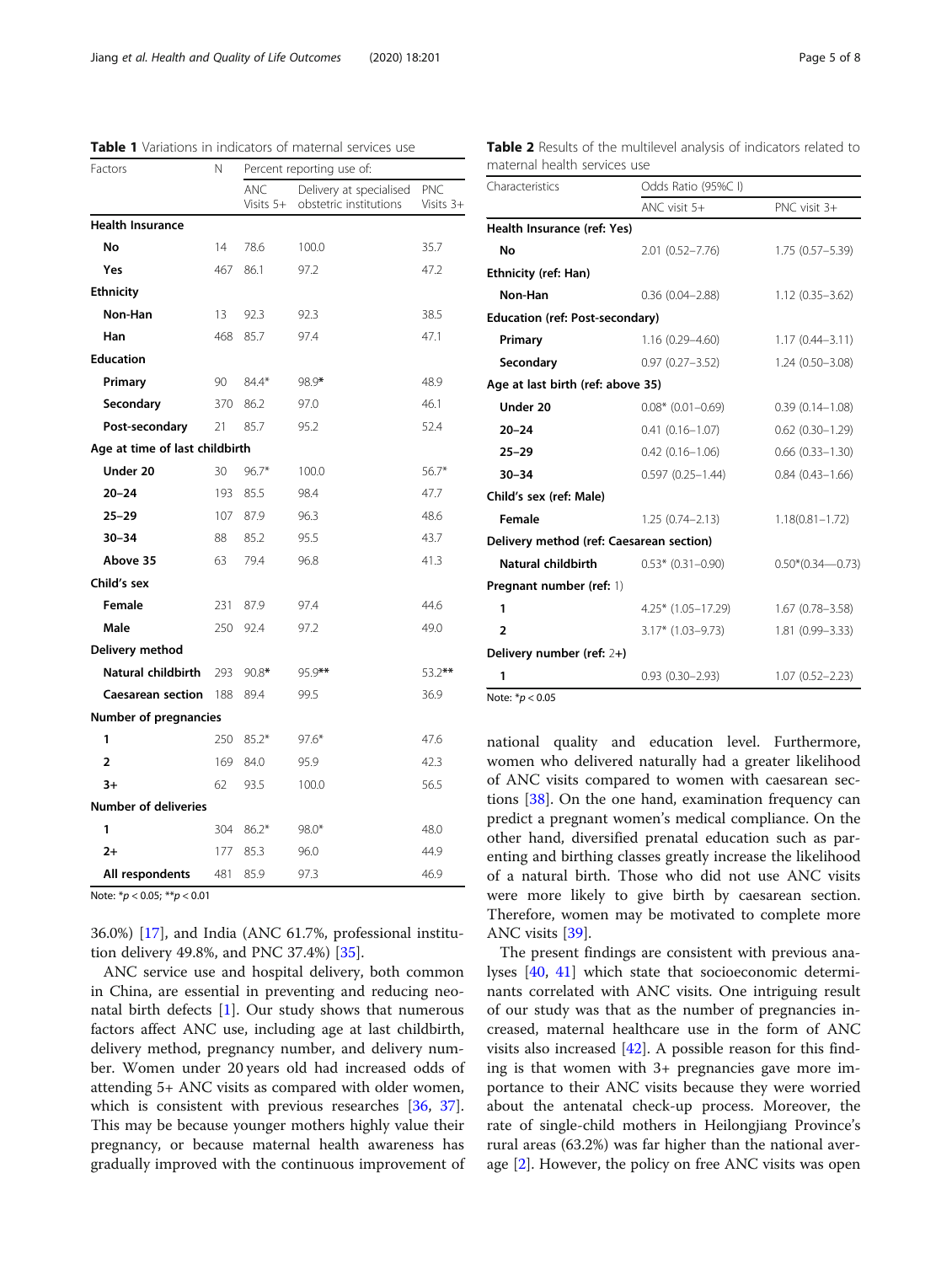**Table 1** Variations in indicators of maternal services use

| Factors | N | Percent reporting use of: | | |
|---|---|---|---|---|
| | | ANC Visits 5+ | Delivery at specialised obstetric institutions | PNC Visits 3+ |
| **Health Insurance** | | | | |
| **No** | 14 | 78.6 | 100.0 | 35.7 |
| **Yes** | 467 | 86.1 | 97.2 | 47.2 |
| **Ethnicity** | | | | |
| **Non-Han** | 13 | 92.3 | 92.3 | 38.5 |
| **Han** | 468 | 85.7 | 97.4 | 47.1 |
| **Education** | | | | |
| **Primary** | 90 | 84.4* | 98.9* | 48.9 |
| **Secondary** | 370 | 86.2 | 97.0 | 46.1 |
| **Post-secondary** | 21 | 85.7 | 95.2 | 52.4 |
| **Age at time of last childbirth** | | | | |
| **Under 20** | 30 | 96.7* | 100.0 | 56.7* |
| **20–24** | 193 | 85.5 | 98.4 | 47.7 |
| **25–29** | 107 | 87.9 | 96.3 | 48.6 |
| **30–34** | 88 | 85.2 | 95.5 | 43.7 |
| **Above 35** | 63 | 79.4 | 96.8 | 41.3 |
| **Child's sex** | | | | |
| **Female** | 231 | 87.9 | 97.4 | 44.6 |
| **Male** | 250 | 92.4 | 97.2 | 49.0 |
| **Delivery method** | | | | |
| **Natural childbirth** | 293 | 90.8* | 95.9** | 53.2** |
| **Caesarean section** | 188 | 89.4 | 99.5 | 36.9 |
| **Number of pregnancies** | | | | |
| **1** | 250 | 85.2* | 97.6* | 47.6 |
| **2** | 169 | 84.0 | 95.9 | 42.3 |
| **3+** | 62 | 93.5 | 100.0 | 56.5 |
| **Number of deliveries** | | | | |
| **1** | 304 | 86.2* | 98.0* | 48.0 |
| **2+** | 177 | 85.3 | 96.0 | 44.9 |
| **All respondents** | 481 | 85.9 | 97.3 | 46.9 |

Note: *$p < 0.05$; **$p < 0.01$

**Table 2** Results of the multilevel analysis of indicators related to maternal health services use

| Characteristics | Odds Ratio (95%C I) | |
|---|---|---|
| | ANC visit 5+ | PNC visit 3+ |
| **Health Insurance (ref: Yes)** | | |
| **No** | 2.01 (0.52–7.76) | 1.75 (0.57–5.39) |
| **Ethnicity (ref: Han)** | | |
| **Non-Han** | 0.36 (0.04–2.88) | 1.12 (0.35–3.62) |
| **Education (ref: Post-secondary)** | | |
| **Primary** | 1.16 (0.29–4.60) | 1.17 (0.44–3.11) |
| **Secondary** | 0.97 (0.27–3.52) | 1.24 (0.50–3.08) |
| **Age at last birth (ref: above 35)** | | |
| **Under 20** | 0.08* (0.01–0.69) | 0.39 (0.14–1.08) |
| **20–24** | 0.41 (0.16–1.07) | 0.62 (0.30–1.29) |
| **25–29** | 0.42 (0.16–1.06) | 0.66 (0.33–1.30) |
| **30–34** | 0.597 (0.25–1.44) | 0.84 (0.43–1.66) |
| **Child's sex (ref: Male)** | | |
| **Female** | 1.25 (0.74–2.13) | 1.18(0.81–1.72) |
| **Delivery method (ref: Caesarean section)** | | |
| **Natural childbirth** | 0.53* (0.31–0.90) | 0.50*(0.34—0.73) |
| **Pregnant number (ref: 1)** | | |
| **1** | 4.25* (1.05–17.29) | 1.67 (0.78–3.58) |
| **2** | 3.17* (1.03–9.73) | 1.81 (0.99–3.33) |
| **Delivery number (ref: 2+)** | | |
| **1** | 0.93 (0.30–2.93) | 1.07 (0.52–2.23) |

Note: *$p < 0.05$

36.0%) [17], and India (ANC 61.7%, professional institution delivery 49.8%, and PNC 37.4%) [35].

ANC service use and hospital delivery, both common in China, are essential in preventing and reducing neonatal birth defects [1]. Our study shows that numerous factors affect ANC use, including age at last childbirth, delivery method, pregnancy number, and delivery number. Women under 20 years old had increased odds of attending 5+ ANC visits as compared with older women, which is consistent with previous researches [36, 37]. This may be because younger mothers highly value their pregnancy, or because maternal health awareness has gradually improved with the continuous improvement of national quality and education level. Furthermore, women who delivered naturally had a greater likelihood of ANC visits compared to women with caesarean sections [38]. On the one hand, examination frequency can predict a pregnant women's medical compliance. On the other hand, diversified prenatal education such as parenting and birthing classes greatly increase the likelihood of a natural birth. Those who did not use ANC visits were more likely to give birth by caesarean section. Therefore, women may be motivated to complete more ANC visits [39].

The present findings are consistent with previous analyses [40, 41] which state that socioeconomic determinants correlated with ANC visits. One intriguing result of our study was that as the number of pregnancies increased, maternal healthcare use in the form of ANC visits also increased [42]. A possible reason for this finding is that women with 3+ pregnancies gave more importance to their ANC visits because they were worried about the antenatal check-up process. Moreover, the rate of single-child mothers in Heilongjiang Province's rural areas (63.2%) was far higher than the national average [2]. However, the policy on free ANC visits was open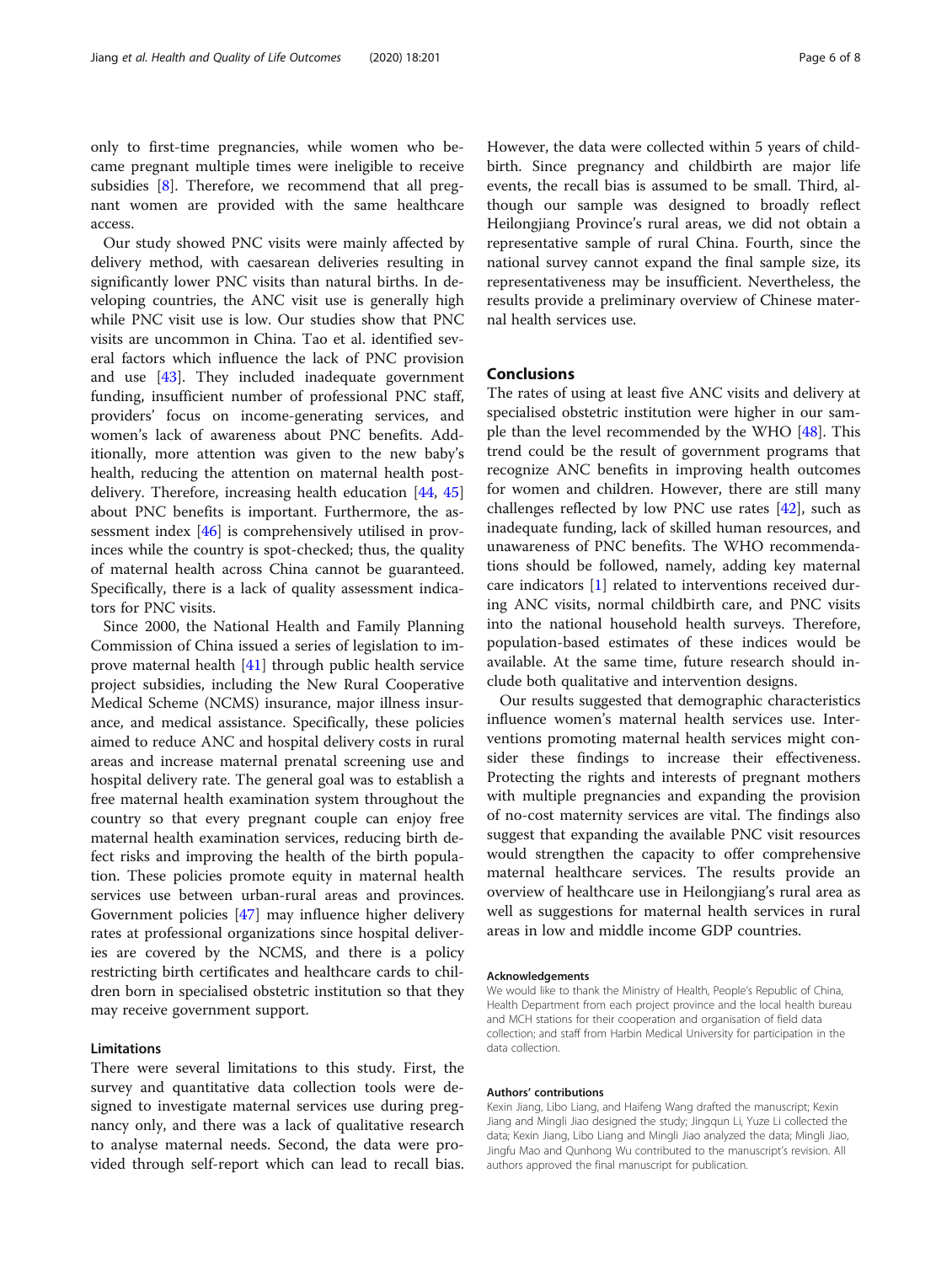only to first-time pregnancies, while women who became pregnant multiple times were ineligible to receive subsidies [8]. Therefore, we recommend that all pregnant women are provided with the same healthcare access.

Our study showed PNC visits were mainly affected by delivery method, with caesarean deliveries resulting in significantly lower PNC visits than natural births. In developing countries, the ANC visit use is generally high while PNC visit use is low. Our studies show that PNC visits are uncommon in China. Tao et al. identified several factors which influence the lack of PNC provision and use [43]. They included inadequate government funding, insufficient number of professional PNC staff, providers' focus on income-generating services, and women's lack of awareness about PNC benefits. Additionally, more attention was given to the new baby's health, reducing the attention on maternal health post-delivery. Therefore, increasing health education [44, 45] about PNC benefits is important. Furthermore, the assessment index [46] is comprehensively utilised in provinces while the country is spot-checked; thus, the quality of maternal health across China cannot be guaranteed. Specifically, there is a lack of quality assessment indicators for PNC visits.

Since 2000, the National Health and Family Planning Commission of China issued a series of legislation to improve maternal health [41] through public health service project subsidies, including the New Rural Cooperative Medical Scheme (NCMS) insurance, major illness insurance, and medical assistance. Specifically, these policies aimed to reduce ANC and hospital delivery costs in rural areas and increase maternal prenatal screening use and hospital delivery rate. The general goal was to establish a free maternal health examination system throughout the country so that every pregnant couple can enjoy free maternal health examination services, reducing birth defect risks and improving the health of the birth population. These policies promote equity in maternal health services use between urban-rural areas and provinces. Government policies [47] may influence higher delivery rates at professional organizations since hospital deliveries are covered by the NCMS, and there is a policy restricting birth certificates and healthcare cards to children born in specialised obstetric institution so that they may receive government support.

### Limitations

There were several limitations to this study. First, the survey and quantitative data collection tools were designed to investigate maternal services use during pregnancy only, and there was a lack of qualitative research to analyse maternal needs. Second, the data were provided through self-report which can lead to recall bias. However, the data were collected within 5 years of childbirth. Since pregnancy and childbirth are major life events, the recall bias is assumed to be small. Third, although our sample was designed to broadly reflect Heilongjiang Province's rural areas, we did not obtain a representative sample of rural China. Fourth, since the national survey cannot expand the final sample size, its representativeness may be insufficient. Nevertheless, the results provide a preliminary overview of Chinese maternal health services use.

## Conclusions

The rates of using at least five ANC visits and delivery at specialised obstetric institution were higher in our sample than the level recommended by the WHO [48]. This trend could be the result of government programs that recognize ANC benefits in improving health outcomes for women and children. However, there are still many challenges reflected by low PNC use rates [42], such as inadequate funding, lack of skilled human resources, and unawareness of PNC benefits. The WHO recommendations should be followed, namely, adding key maternal care indicators [1] related to interventions received during ANC visits, normal childbirth care, and PNC visits into the national household health surveys. Therefore, population-based estimates of these indices would be available. At the same time, future research should include both qualitative and intervention designs.

Our results suggested that demographic characteristics influence women's maternal health services use. Interventions promoting maternal health services might consider these findings to increase their effectiveness. Protecting the rights and interests of pregnant mothers with multiple pregnancies and expanding the provision of no-cost maternity services are vital. The findings also suggest that expanding the available PNC visit resources would strengthen the capacity to offer comprehensive maternal healthcare services. The results provide an overview of healthcare use in Heilongjiang's rural area as well as suggestions for maternal health services in rural areas in low and middle income GDP countries.

#### Acknowledgements

We would like to thank the Ministry of Health, People's Republic of China, Health Department from each project province and the local health bureau and MCH stations for their cooperation and organisation of field data collection; and staff from Harbin Medical University for participation in the data collection.

#### Authors' contributions

Kexin Jiang, Libo Liang, and Haifeng Wang drafted the manuscript; Kexin Jiang and Mingli Jiao designed the study; Jingqun Li, Yuze Li collected the data; Kexin Jiang, Libo Liang and Mingli Jiao analyzed the data; Mingli Jiao, Jingfu Mao and Qunhong Wu contributed to the manuscript's revision. All authors approved the final manuscript for publication.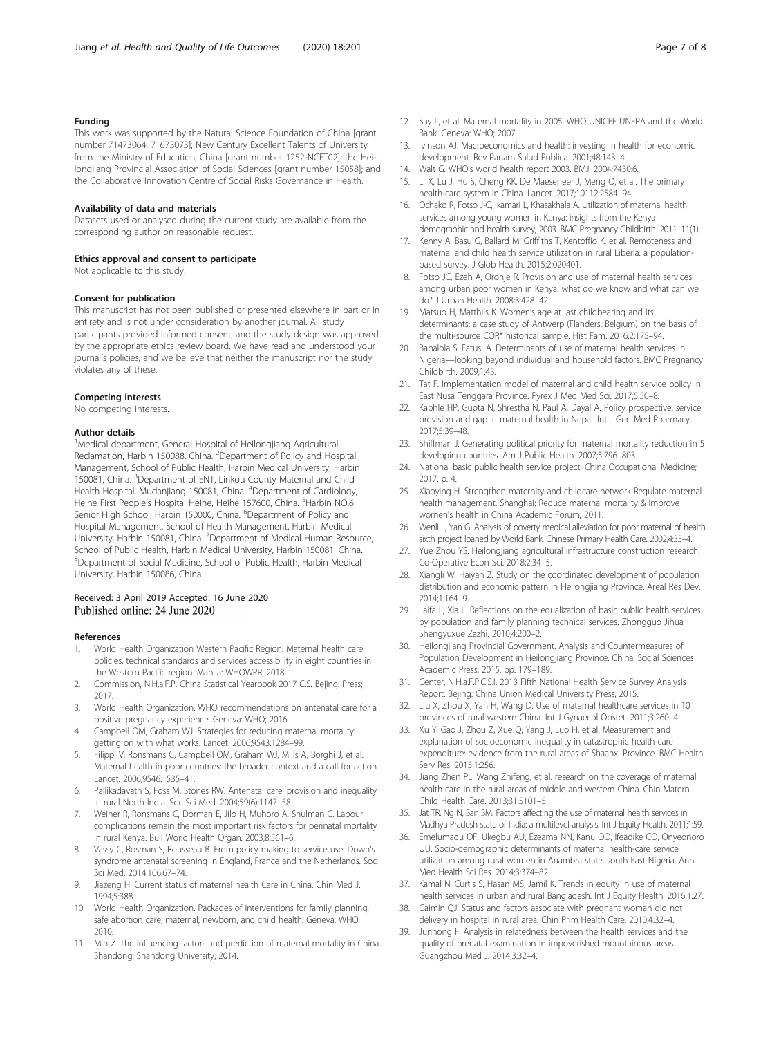## Funding

This work was supported by the Natural Science Foundation of China [grant number 71473064, 71673073]; New Century Excellent Talents of University from the Ministry of Education, China [grant number 1252-NCET02]; the Heilongjiang Provincial Association of Social Sciences [grant number 15058]; and the Collaborative Innovation Centre of Social Risks Governance in Health.

## Availability of data and materials

Datasets used or analysed during the current study are available from the corresponding author on reasonable request.

## Ethics approval and consent to participate

Not applicable to this study.

## Consent for publication

This manuscript has not been published or presented elsewhere in part or in entirety and is not under consideration by another journal. All study participants provided informed consent, and the study design was approved by the appropriate ethics review board. We have read and understood your journal's policies, and we believe that neither the manuscript nor the study violates any of these.

## Competing interests

No competing interests.

## Author details

[1]Medical department, General Hospital of Heilongjiang Agricultural Reclamation, Harbin 150088, China. [2]Department of Policy and Hospital Management, School of Public Health, Harbin Medical University, Harbin 150081, China. [3]Department of ENT, Linkou County Maternal and Child Health Hospital, Mudanjiang 150081, China. [4]Department of Cardiology, Heihe First People's Hospital Heihe, Heihe 157600, China. [5]Harbin NO.6 Senior High School, Harbin 150000, China. [6]Department of Policy and Hospital Management, School of Health Management, Harbin Medical University, Harbin 150081, China. [7]Department of Medical Human Resource, School of Public Health, Harbin Medical University, Harbin 150081, China. [8]Department of Social Medicine, School of Public Health, Harbin Medical University, Harbin 150086, China.

Received: 3 April 2019 Accepted: 16 June 2020
Published online: 24 June 2020

## References

1. World Health Organization Western Pacific Region. Maternal health care: policies, technical standards and services accessibility in eight countries in the Western Pacific region. Manila: WHOWPR; 2018.
2. Commission, N.H.a.F.P. China Statistical Yearbook 2017 C.S. Bejing: Press; 2017.
3. World Health Organization. WHO recommendations on antenatal care for a positive pregnancy experience. Geneva: WHO; 2016.
4. Campbell OM, Graham WJ. Strategies for reducing maternal mortality: getting on with what works. Lancet. 2006;9543:1284–99.
5. Filippi V, Ronsmans C, Campbell OM, Graham WJ, Mills A, Borghi J, et al. Maternal health in poor countries: the broader context and a call for action. Lancet. 2006;9546:1535–41.
6. Pallikadavath S, Foss M, Stones RW. Antenatal care: provision and inequality in rural North India. Soc Sci Med. 2004;59(6):1147–58.
7. Weiner R, Ronsmans C, Dorman E, Jilo H, Muhoro A, Shulman C. Labour complications remain the most important risk factors for perinatal mortality in rural Kenya. Bull World Health Organ. 2003;8:561–6.
8. Vassy C, Rosman S, Rousseau B. From policy making to service use. Down's syndrome antenatal screening in England, France and the Netherlands. Soc Sci Med. 2014;106:67–74.
9. Jiazeng H. Current status of maternal health Care in China. Chin Med J. 1994;5:388.
10. World Health Organization. Packages of interventions for family planning, safe abortion care, maternal, newborn, and child health. Geneva: WHO; 2010.
11. Min Z. The influencing factors and prediction of maternal mortality in China. Shandong: Shandong University; 2014.
12. Say L, et al. Maternal mortality in 2005. WHO UNICEF UNFPA and the World Bank. Geneva: WHO; 2007.
13. Ivinson AJ. Macroeconomics and health: investing in health for economic development. Rev Panam Salud Publica. 2001;48:143–4.
14. Walt G. WHO's world health report 2003. BMJ. 2004;7430:6.
15. Li X, Lu J, Hu S, Cheng KK, De Maeseneer J, Meng Q, et al. The primary health-care system in China. Lancet. 2017;10112:2584–94.
16. Ochako R, Fotso J-C, Ikamari L, Khasakhala A. Utilization of maternal health services among young women in Kenya: insights from the Kenya demographic and health survey, 2003. BMC Pregnancy Childbirth. 2011. 11(1).
17. Kenny A, Basu G, Ballard M, Griffiths T, Kentoffio K, et al. Remoteness and maternal and child health service utilization in rural Liberia: a population-based survey. J Glob Health. 2015;2:020401.
18. Fotso JC, Ezeh A, Oronje R. Provision and use of maternal health services among urban poor women in Kenya: what do we know and what can we do? J Urban Health. 2008;3:428–42.
19. Matsuo H, Matthijs K. Women's age at last childbearing and its determinants: a case study of Antwerp (Flanders, Belgium) on the basis of the multi-source COR* historical sample. Hist Fam. 2016;2:175–94.
20. Babalola S, Fatusi A. Determinants of use of maternal health services in Nigeria—looking beyond individual and household factors. BMC Pregnancy Childbirth. 2009;1:43.
21. Tat F. Implementation model of maternal and child health service policy in East Nusa Tenggara Province. Pyrex J Med Med Sci. 2017;5:50–8.
22. Kaphle HP, Gupta N, Shrestha N, Paul A, Dayal A. Policy prospective, service provision and gap in maternal health in Nepal. Int J Gen Med Pharmacy. 2017;5:39–48.
23. Shiffman J. Generating political priority for maternal mortality reduction in 5 developing countries. Am J Public Health. 2007;5:796–803.
24. National basic public health service project. China Occupational Medicine; 2017. p. 4.
25. Xiaoying H. Strengthen maternity and childcare network Regulate maternal health management. Shanghai: Reduce maternal mortality & Improve women's health in China Academic Forum; 2011.
26. Wenli L, Yan G. Analysis of poverty medical alleviation for poor maternal of health sixth project loaned by World Bank. Chinese Primary Health Care. 2002;4:33–4.
27. Yue Zhou YS. Heilongjiang agricultural infrastructure construction research. Co-Operative Econ Sci. 2018;2:34–5.
28. Xiangli W, Haiyan Z. Study on the coordinated development of population distribution and economic pattern in Heilongjiang Province. Areal Res Dev. 2014;1:164–9.
29. Laifa L, Xia L. Reflections on the equalization of basic public health services by population and family planning technical services. Zhongguo Jihua Shengyuxue Zazhi. 2010;4:200–2.
30. Heilongjiang Provincial Government. Analysis and Countermeasures of Population Development in Heilongjiang Province. China: Social Sciences Academic Press; 2015. pp. 179–189.
31. Center, N.H.a.F.P.C.S.I. 2013 Fifth National Health Service Survey Analysis Report. Bejing: China Union Medical University Press; 2015.
32. Liu X, Zhou X, Yan H, Wang D. Use of maternal healthcare services in 10 provinces of rural western China. Int J Gynaecol Obstet. 2011;3:260–4.
33. Xu Y, Gao J, Zhou Z, Xue Q, Yang J, Luo H, et al. Measurement and explanation of socioeconomic inequality in catastrophic health care expenditure: evidence from the rural areas of Shaanxi Province. BMC Health Serv Res. 2015;1:256.
34. Jiang Zhen PL. Wang Zhifeng, et al. research on the coverage of maternal health care in the rural areas of middle and western China. Chin Matern Child Health Care. 2013;31:5101–5.
35. Jat TR, Ng N, San SM. Factors affecting the use of maternal health services in Madhya Pradesh state of India: a multilevel analysis. Int J Equity Health. 2011;1:59.
36. Emelumadu OF, Ukegbu AU, Ezeama NN, Kanu OO, Ifeadike CO, Onyeonoro UU. Socio-demographic determinants of maternal health-care service utilization among rural women in Anambra state, south East Nigeria. Ann Med Health Sci Res. 2014;3:374–82.
37. Kamal N, Curtis S, Hasan MS, Jamil K. Trends in equity in use of maternal health services in urban and rural Bangladesh. Int J Equity Health. 2016;1:27.
38. Caimin QJ. Status and factors associate with pregnant woman did not delivery in hospital in rural area. Chin Prim Health Care. 2010;4:32–4.
39. Junhong F. Analysis in relatedness between the health services and the quality of prenatal examination in impoverished mountainous areas. Guangzhou Med J. 2014;3:32–4.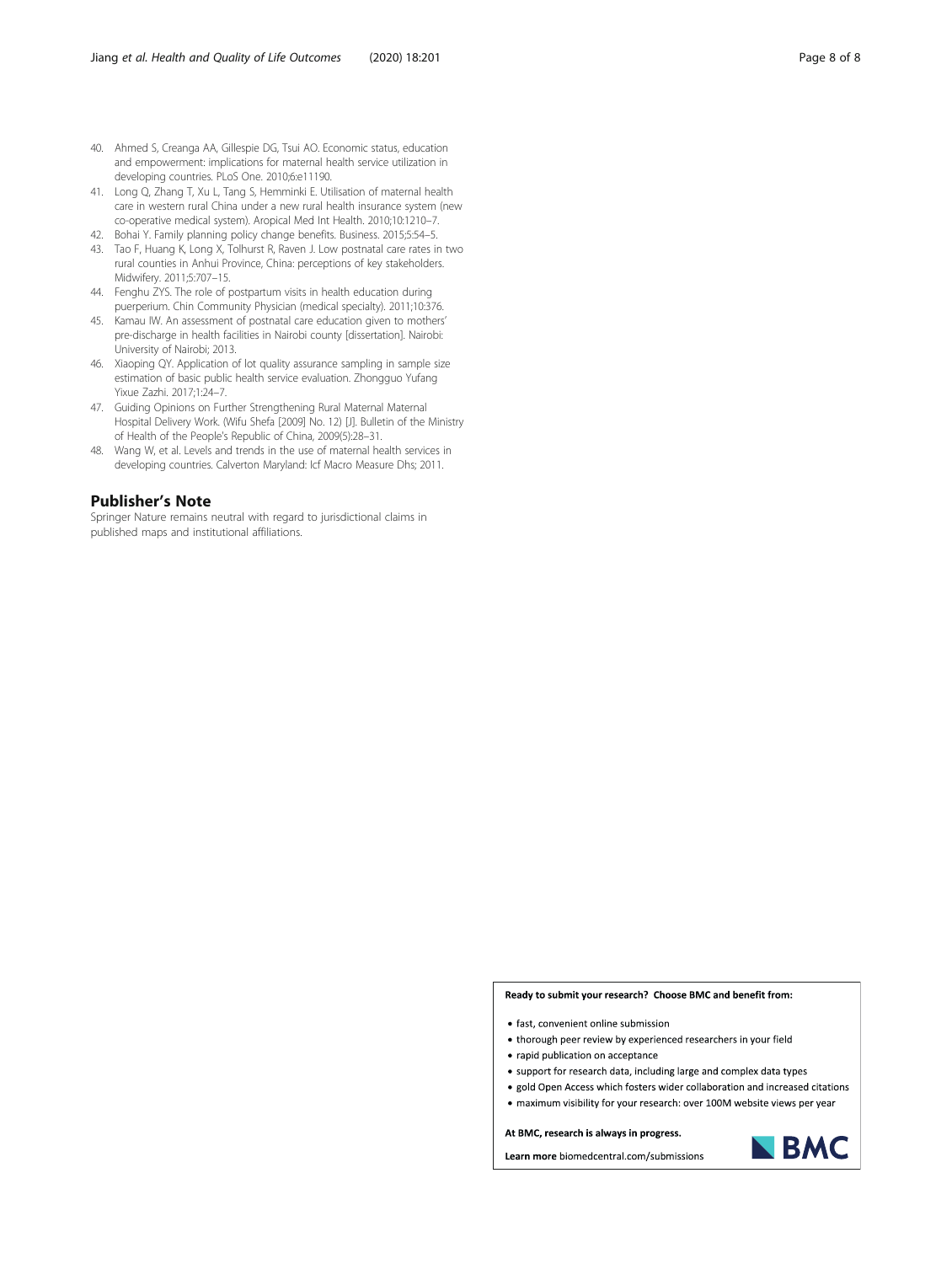40. Ahmed S, Creanga AA, Gillespie DG, Tsui AO. Economic status, education and empowerment: implications for maternal health service utilization in developing countries. PLoS One. 2010;6:e11190.
41. Long Q, Zhang T, Xu L, Tang S, Hemminki E. Utilisation of maternal health care in western rural China under a new rural health insurance system (new co-operative medical system). Aropical Med Int Health. 2010;10:1210–7.
42. Bohai Y. Family planning policy change benefits. Business. 2015;5:54–5.
43. Tao F, Huang K, Long X, Tolhurst R, Raven J. Low postnatal care rates in two rural counties in Anhui Province, China: perceptions of key stakeholders. Midwifery. 2011;5:707–15.
44. Fenghu ZYS. The role of postpartum visits in health education during puerperium. Chin Community Physician (medical specialty). 2011;10:376.
45. Kamau IW. An assessment of postnatal care education given to mothers' pre-discharge in health facilities in Nairobi county [dissertation]. Nairobi: University of Nairobi; 2013.
46. Xiaoping QY. Application of lot quality assurance sampling in sample size estimation of basic public health service evaluation. Zhongguo Yufang Yixue Zazhi. 2017;1:24–7.
47. Guiding Opinions on Further Strengthening Rural Maternal Maternal Hospital Delivery Work. (Wifu Shefa [2009] No. 12) [J]. Bulletin of the Ministry of Health of the People's Republic of China, 2009(5):28–31.
48. Wang W, et al. Levels and trends in the use of maternal health services in developing countries. Calverton Maryland: Icf Macro Measure Dhs; 2011.

## Publisher's Note

Springer Nature remains neutral with regard to jurisdictional claims in published maps and institutional affiliations.

**Ready to submit your research? Choose BMC and benefit from:**

- fast, convenient online submission
- thorough peer review by experienced researchers in your field
- rapid publication on acceptance
- support for research data, including large and complex data types
- gold Open Access which fosters wider collaboration and increased citations
- maximum visibility for your research: over 100M website views per year

**At BMC, research is always in progress.**

**Learn more** biomedcentral.com/submissions

BMC